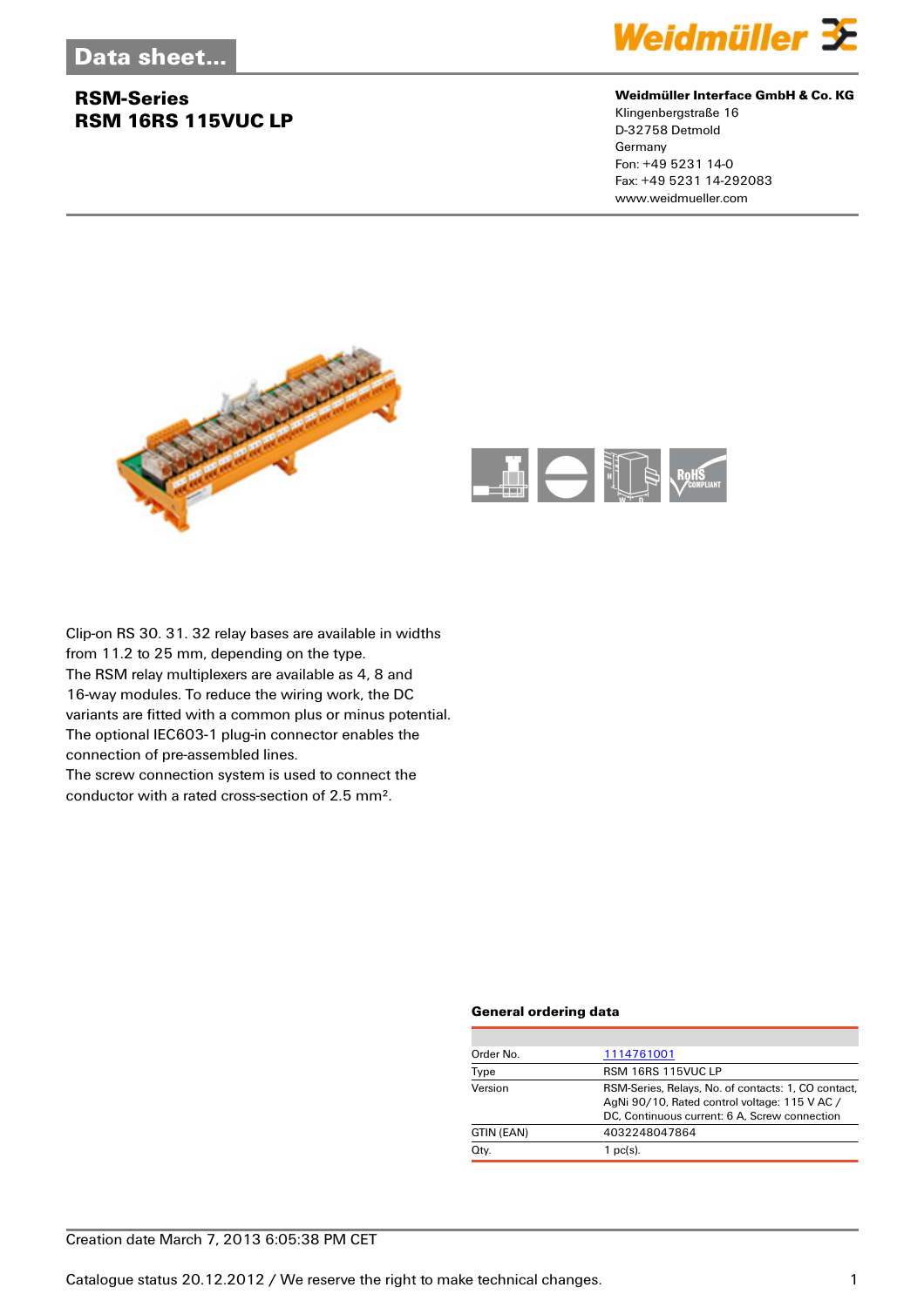# Data sheet...

## RSM-Series
## RSM 16RS 115VUC LP

**Weidmüller Interface GmbH & Co. KG**
Klingenbergstraße 16
D-32758 Detmold
Germany
Fon: +49 5231 14-0
Fax: +49 5231 14-292083
www.weidmueller.com

Clip-on RS 30. 31. 32 relay bases are available in widths from 11.2 to 25 mm, depending on the type.
The RSM relay multiplexers are available as 4, 8 and 16-way modules. To reduce the wiring work, the DC variants are fitted with a common plus or minus potential.
The optional IEC603-1 plug-in connector enables the connection of pre-assembled lines.
The screw connection system is used to connect the conductor with a rated cross-section of 2.5 mm².

### General ordering data

| | |
|---|---|
| Order No. | 1114761001 |
| Type | RSM 16RS 115VUC LP |
| Version | RSM-Series, Relays, No. of contacts: 1, CO contact, AgNi 90/10, Rated control voltage: 115 V AC / DC, Continuous current: 6 A, Screw connection |
| GTIN (EAN) | 4032248047864 |
| Qty. | 1 pc(s). |

Creation date March 7, 2013 6:05:38 PM CET

Catalogue status 20.12.2012 / We reserve the right to make technical changes.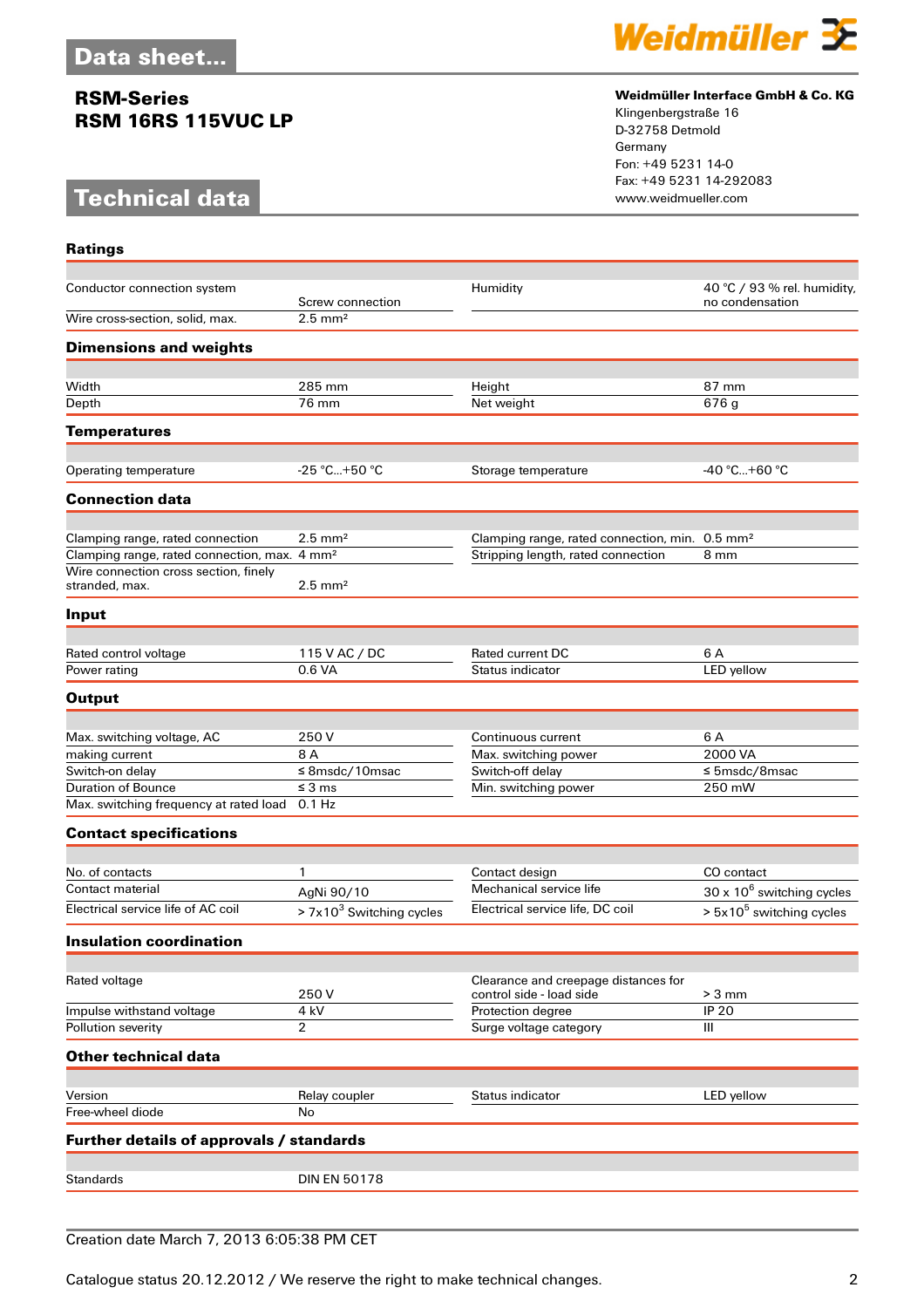# Data sheet...

## RSM-Series
## RSM 16RS 115VUC LP

**Weidmüller Interface GmbH & Co. KG**
Klingenbergstraße 16
D-32758 Detmold
Germany
Fon: +49 5231 14-0
Fax: +49 5231 14-292083
www.weidmueller.com

# Technical data

### Ratings

| | | | |
|---|---|---|---|
| Conductor connection system | Screw connection | Humidity | 40 °C / 93 % rel. humidity, no condensation |
| Wire cross-section, solid, max. | 2.5 mm² | | |

### Dimensions and weights

| | | | |
|---|---|---|---|
| Width | 285 mm | Height | 87 mm |
| Depth | 76 mm | Net weight | 676 g |

### Temperatures

| | | | |
|---|---|---|---|
| Operating temperature | -25 °C...+50 °C | Storage temperature | -40 °C...+60 °C |

### Connection data

| | | | |
|---|---|---|---|
| Clamping range, rated connection | 2.5 mm² | Clamping range, rated connection, min. | 0.5 mm² |
| Clamping range, rated connection, max. | 4 mm² | Stripping length, rated connection | 8 mm |
| Wire connection cross section, finely stranded, max. | 2.5 mm² | | |

### Input

| | | | |
|---|---|---|---|
| Rated control voltage | 115 V AC / DC | Rated current DC | 6 A |
| Power rating | 0.6 VA | Status indicator | LED yellow |

### Output

| | | | |
|---|---|---|---|
| Max. switching voltage, AC | 250 V | Continuous current | 6 A |
| making current | 8 A | Max. switching power | 2000 VA |
| Switch-on delay | ≤ 8msdc/10msac | Switch-off delay | ≤ 5msdc/8msac |
| Duration of Bounce | ≤ 3 ms | Min. switching power | 250 mW |
| Max. switching frequency at rated load | 0.1 Hz | | |

### Contact specifications

| | | | |
|---|---|---|---|
| No. of contacts | 1 | Contact design | CO contact |
| Contact material | AgNi 90/10 | Mechanical service life | 30 x $10^6$ switching cycles |
| Electrical service life of AC coil | > 7x$10^3$ Switching cycles | Electrical service life, DC coil | > 5x$10^5$ switching cycles |

### Insulation coordination

| | | | |
|---|---|---|---|
| Rated voltage | 250 V | Clearance and creepage distances for control side - load side | > 3 mm |
| Impulse withstand voltage | 4 kV | Protection degree | IP 20 |
| Pollution severity | 2 | Surge voltage category | III |

### Other technical data

| | | | |
|---|---|---|---|
| Version | Relay coupler | Status indicator | LED yellow |
| Free-wheel diode | No | | |

### Further details of approvals / standards

| | |
|---|---|
| Standards | DIN EN 50178 |

Creation date March 7, 2013 6:05:38 PM CET

Catalogue status 20.12.2012 / We reserve the right to make technical changes.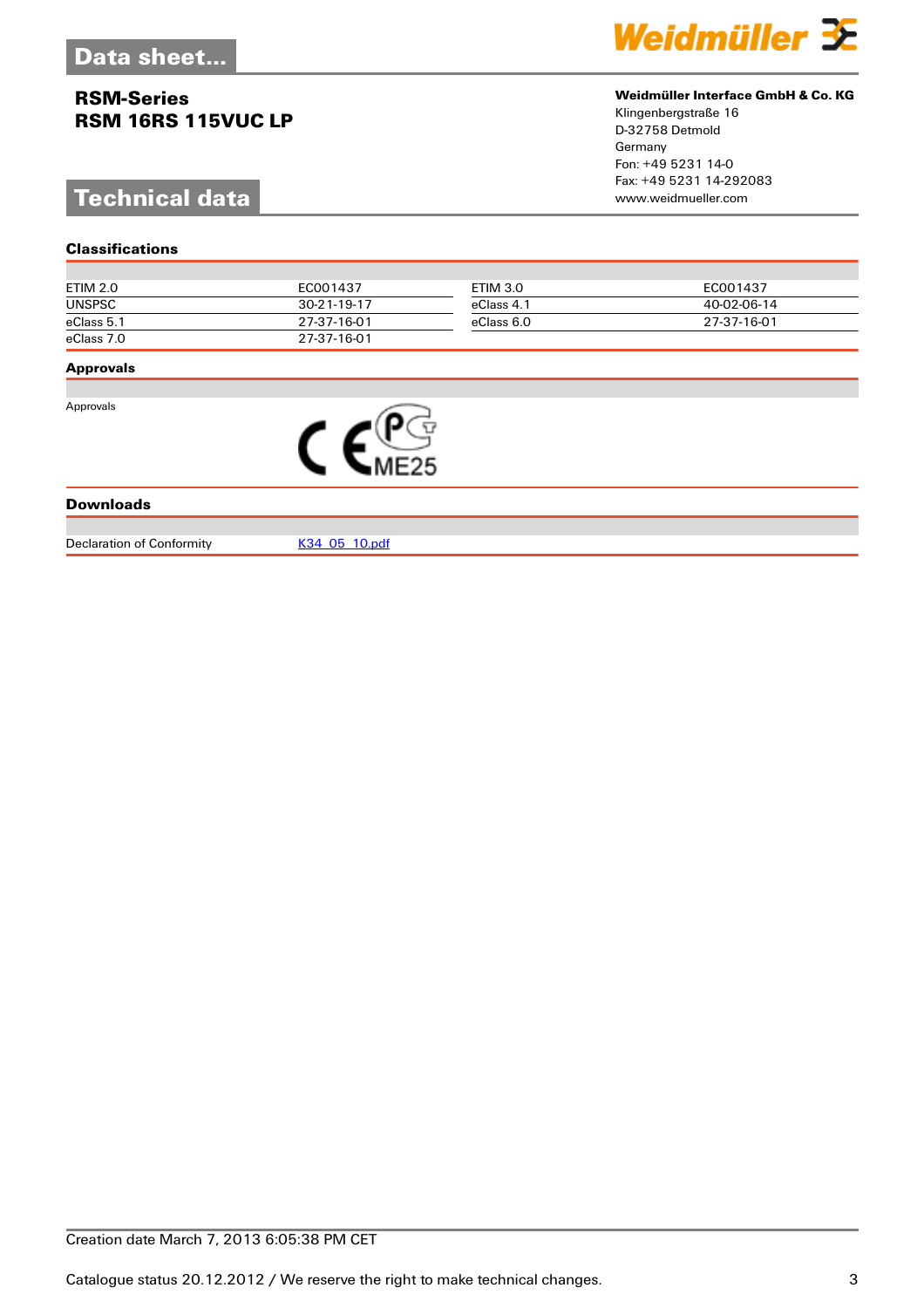Data sheet...

**RSM-Series**
**RSM 16RS 115VUC LP**

**Weidmüller Interface GmbH & Co. KG**
Klingenbergstraße 16
D-32758 Detmold
Germany
Fon: +49 5231 14-0
Fax: +49 5231 14-292083
www.weidmueller.com

# Technical data

## Classifications

| | | | |
|---|---|---|---|
| ETIM 2.0 | EC001437 | ETIM 3.0 | EC001437 |
| UNSPSC | 30-21-19-17 | eClass 4.1 | 40-02-06-14 |
| eClass 5.1 | 27-37-16-01 | eClass 6.0 | 27-37-16-01 |
| eClass 7.0 | 27-37-16-01 | | |

## Approvals

Approvals

ME25

## Downloads

| | |
|---|---|
| Declaration of Conformity | K34_05_10.pdf |

Creation date March 7, 2013 6:05:38 PM CET

Catalogue status 20.12.2012 / We reserve the right to make technical changes.